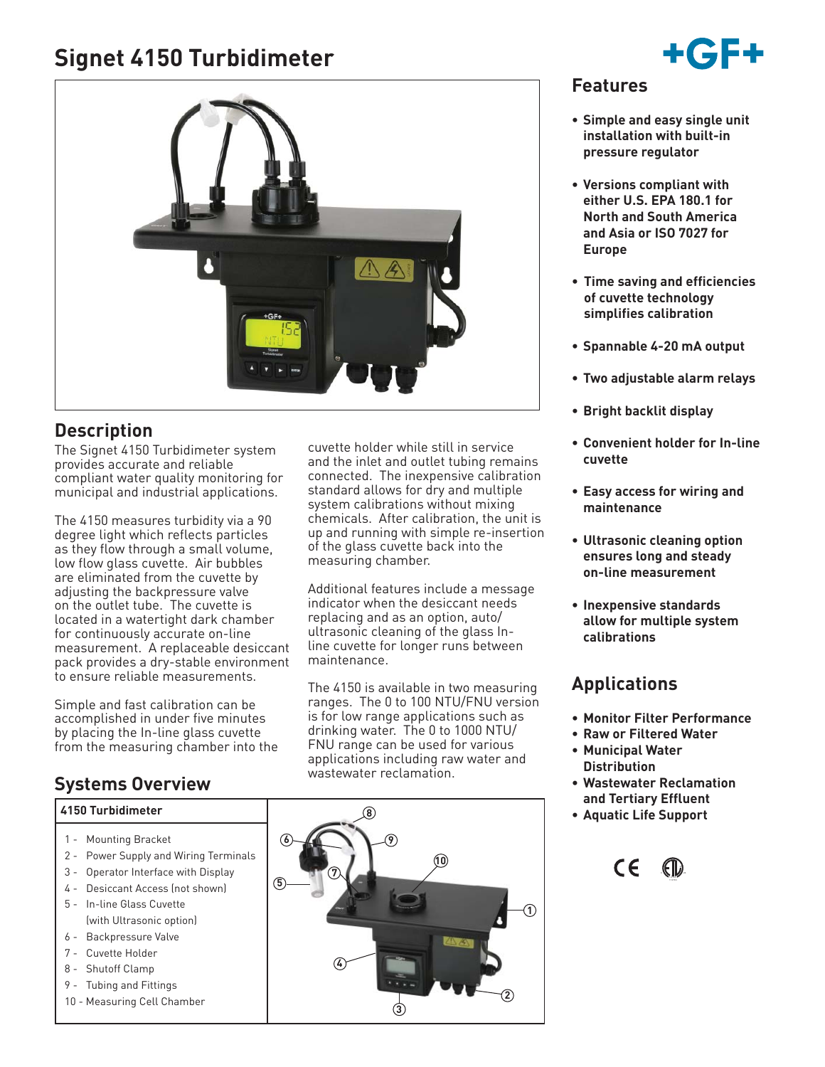# Signet 4150 Turbidimeter

## Description

The Signet 4150 Turbidimeter system provides accurate and reliable compliant water quality monitoring for municipal and industrial applications.

The 4150 measures turbidity via a 90 degree light which reflects particles as they flow through a small volume, low flow glass cuvette. Air bubbles are eliminated from the cuvette by adjusting the backpressure valve on the outlet tube. The cuvette is located in a watertight dark chamber for continuously accurate on-line measurement. A replaceable desiccant pack provides a dry-stable environment to ensure reliable measurements.

Simple and fast calibration can be accomplished in under five minutes by placing the In-line glass cuvette from the measuring chamber into the cuvette holder while still in service and the inlet and outlet tubing remains connected. The inexpensive calibration standard allows for dry and multiple system calibrations without mixing chemicals. After calibration, the unit is up and running with simple re-insertion of the glass cuvette back into the measuring chamber.

Additional features include a message indicator when the desiccant needs replacing and as an option, auto/ultrasonic cleaning of the glass In-line cuvette for longer runs between maintenance.

The 4150 is available in two measuring ranges. The 0 to 100 NTU/FNU version is for low range applications such as drinking water. The 0 to 1000 NTU/FNU range can be used for various applications including raw water and wastewater reclamation.

## Systems Overview

**4150 Turbidimeter**

1 - Mounting Bracket
2 - Power Supply and Wiring Terminals
3 - Operator Interface with Display
4 - Desiccant Access (not shown)
5 - In-line Glass Cuvette (with Ultrasonic option)
6 - Backpressure Valve
7 - Cuvette Holder
8 - Shutoff Clamp
9 - Tubing and Fittings
10 - Measuring Cell Chamber

## Features

- **Simple and easy single unit installation with built-in pressure regulator**
- **Versions compliant with either U.S. EPA 180.1 for North and South America and Asia or ISO 7027 for Europe**
- **Time saving and efficiencies of cuvette technology simplifies calibration**
- **Spannable 4-20 mA output**
- **Two adjustable alarm relays**
- **Bright backlit display**
- **Convenient holder for In-line cuvette**
- **Easy access for wiring and maintenance**
- **Ultrasonic cleaning option ensures long and steady on-line measurement**
- **Inexpensive standards allow for multiple system calibrations**

## Applications

- **Monitor Filter Performance**
- **Raw or Filtered Water**
- **Municipal Water Distribution**
- **Wastewater Reclamation and Tertiary Effluent**
- **Aquatic Life Support**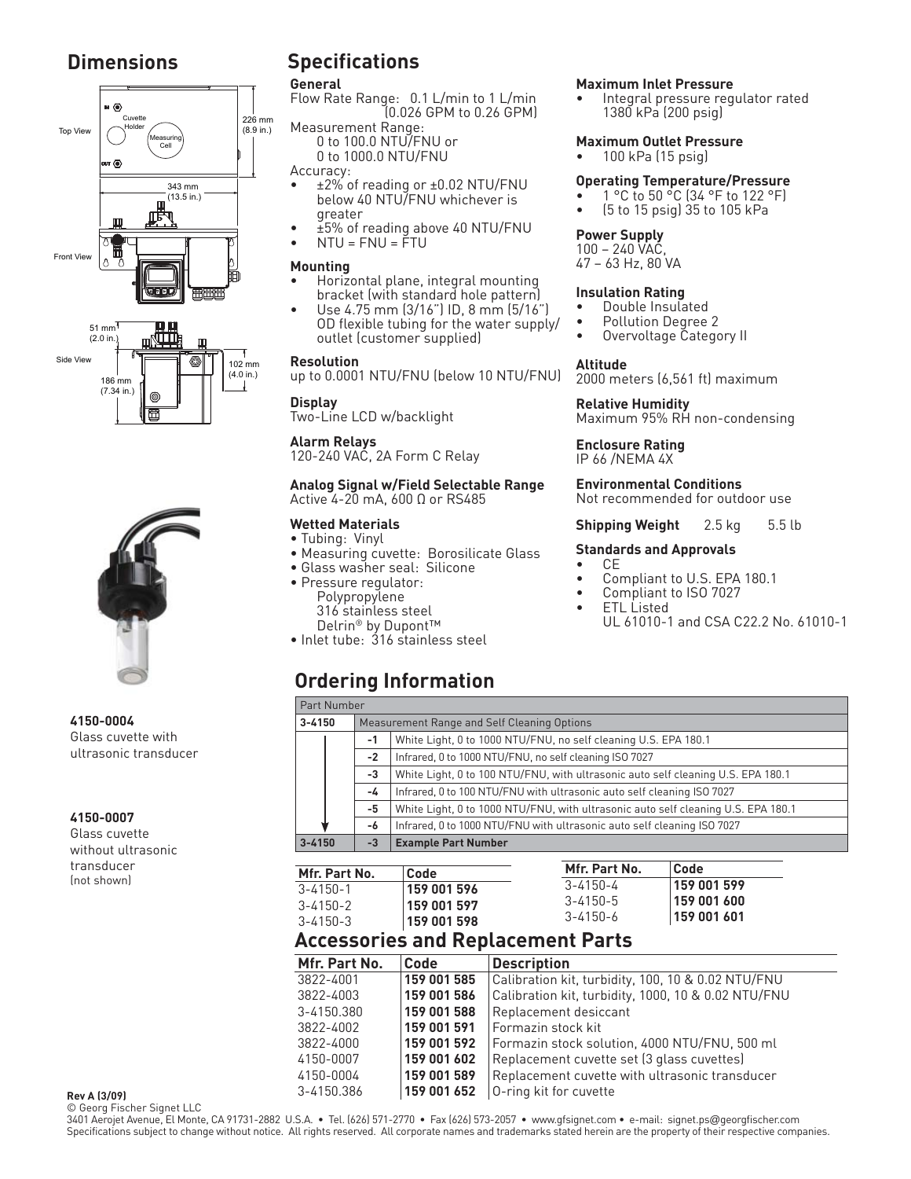## Dimensions

Top View

Cuvette Holder

Measuring Cell

226 mm (8.9 in.)

343 mm (13.5 in.)

Front View

Side View

51 mm (2.0 in.)

186 mm (7.34 in.)

102 mm (4.0 in.)

**4150-0004**
Glass cuvette with ultrasonic transducer

**4150-0007**
Glass cuvette without ultrasonic transducer
(not shown)

## Specifications

**General**

Flow Rate Range: 0.1 L/min to 1 L/min (0.026 GPM to 0.26 GPM)

Measurement Range:
0 to 100.0 NTU/FNU or
0 to 1000.0 NTU/FNU

Accuracy:
- ±2% of reading or ±0.02 NTU/FNU below 40 NTU/FNU whichever is greater
- ±5% of reading above 40 NTU/FNU
- NTU = FNU = FTU

**Mounting**
- Horizontal plane, integral mounting bracket (with standard hole pattern)
- Use 4.75 mm (3/16") ID, 8 mm (5/16") OD flexible tubing for the water supply/outlet (customer supplied)

**Resolution**
up to 0.0001 NTU/FNU (below 10 NTU/FNU)

**Display**
Two-Line LCD w/backlight

**Alarm Relays**
120-240 VAC, 2A Form C Relay

**Analog Signal w/Field Selectable Range**
Active 4-20 mA, 600 Ω or RS485

**Wetted Materials**
- Tubing: Vinyl
- Measuring cuvette: Borosilicate Glass
- Glass washer seal: Silicone
- Pressure regulator:
  Polypropylene
  316 stainless steel
  Delrin® by Dupont™
- Inlet tube: 316 stainless steel

**Maximum Inlet Pressure**
- Integral pressure regulator rated 1380 kPa (200 psig)

**Maximum Outlet Pressure**
- 100 kPa (15 psig)

**Operating Temperature/Pressure**
- 1 °C to 50 °C (34 °F to 122 °F)
- (5 to 15 psig) 35 to 105 kPa

**Power Supply**
100 – 240 VAC,
47 – 63 Hz, 80 VA

**Insulation Rating**
- Double Insulated
- Pollution Degree 2
- Overvoltage Category II

**Altitude**
2000 meters (6,561 ft) maximum

**Relative Humidity**
Maximum 95% RH non-condensing

**Enclosure Rating**
IP 66 /NEMA 4X

**Environmental Conditions**
Not recommended for outdoor use

**Shipping Weight** 2.5 kg 5.5 lb

**Standards and Approvals**
- CE
- Compliant to U.S. EPA 180.1
- Compliant to ISO 7027
- ETL Listed
  UL 61010-1 and CSA C22.2 No. 61010-1

## Ordering Information

| Part Number | | |
|---|---|---|
| 3-4150 | Measurement Range and Self Cleaning Options | |
| | -1 | White Light, 0 to 1000 NTU/FNU, no self cleaning U.S. EPA 180.1 |
| | -2 | Infrared, 0 to 1000 NTU/FNU, no self cleaning ISO 7027 |
| | -3 | White Light, 0 to 100 NTU/FNU, with ultrasonic auto self cleaning U.S. EPA 180.1 |
| | -4 | Infrared, 0 to 100 NTU/FNU with ultrasonic auto self cleaning ISO 7027 |
| | -5 | White Light, 0 to 1000 NTU/FNU, with ultrasonic auto self cleaning U.S. EPA 180.1 |
| | -6 | Infrared, 0 to 1000 NTU/FNU with ultrasonic auto self cleaning ISO 7027 |
| 3-4150 | -3 | **Example Part Number** |

| Mfr. Part No. | Code |
|---|---|
| 3-4150-1 | **159 001 596** |
| 3-4150-2 | **159 001 597** |
| 3-4150-3 | **159 001 598** |
| 3-4150-4 | **159 001 599** |
| 3-4150-5 | **159 001 600** |
| 3-4150-6 | **159 001 601** |

## Accessories and Replacement Parts

| Mfr. Part No. | Code | Description |
|---|---|---|
| 3822-4001 | **159 001 585** | Calibration kit, turbidity, 100, 10 & 0.02 NTU/FNU |
| 3822-4003 | **159 001 586** | Calibration kit, turbidity, 1000, 10 & 0.02 NTU/FNU |
| 3-4150.380 | **159 001 588** | Replacement desiccant |
| 3822-4002 | **159 001 591** | Formazin stock kit |
| 3822-4000 | **159 001 592** | Formazin stock solution, 4000 NTU/FNU, 500 ml |
| 4150-0007 | **159 001 602** | Replacement cuvette set (3 glass cuvettes) |
| 4150-0004 | **159 001 589** | Replacement cuvette with ultrasonic transducer |
| 3-4150.386 | **159 001 652** | O-ring kit for cuvette |

**Rev A (3/09)**
© Georg Fischer Signet LLC
3401 Aerojet Avenue, El Monte, CA 91731-2882 U.S.A. • Tel. (626) 571-2770 • Fax (626) 573-2057 • www.gfsignet.com • e-mail: signet.ps@georgfischer.com
Specifications subject to change without notice. All rights reserved. All corporate names and trademarks stated herein are the property of their respective companies.